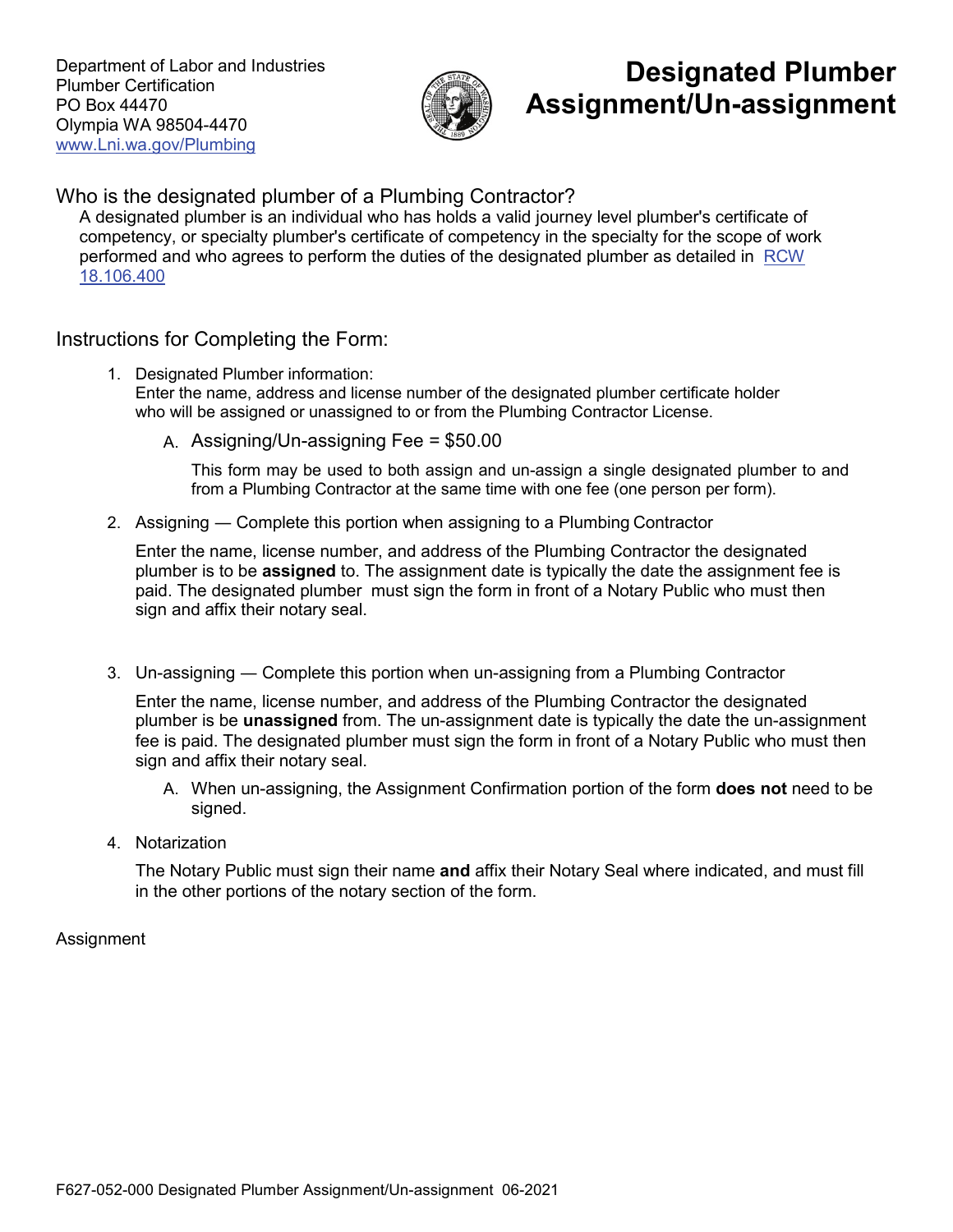Department of Labor and Industries
Plumber Certification
PO Box 44470
Olympia WA 98504-4470
www.Lni.wa.gov/Plumbing

# Designated Plumber Assignment/Un-assignment

## Who is the designated plumber of a Plumbing Contractor?

A designated plumber is an individual who has holds a valid journey level plumber's certificate of competency, or specialty plumber's certificate of competency in the specialty for the scope of work performed and who agrees to perform the duties of the designated plumber as detailed in RCW 18.106.400

## Instructions for Completing the Form:

1. Designated Plumber information:
   Enter the name, address and license number of the designated plumber certificate holder who will be assigned or unassigned to or from the Plumbing Contractor License.

   A. Assigning/Un-assigning Fee = $50.00

      This form may be used to both assign and un-assign a single designated plumber to and from a Plumbing Contractor at the same time with one fee (one person per form).

2. Assigning — Complete this portion when assigning to a Plumbing Contractor

   Enter the name, license number, and address of the Plumbing Contractor the designated plumber is to be **assigned** to. The assignment date is typically the date the assignment fee is paid. The designated plumber must sign the form in front of a Notary Public who must then sign and affix their notary seal.

3. Un-assigning — Complete this portion when un-assigning from a Plumbing Contractor

   Enter the name, license number, and address of the Plumbing Contractor the designated plumber is be **unassigned** from. The un-assignment date is typically the date the un-assignment fee is paid. The designated plumber must sign the form in front of a Notary Public who must then sign and affix their notary seal.

   A. When un-assigning, the Assignment Confirmation portion of the form **does not** need to be signed.

4. Notarization

   The Notary Public must sign their name **and** affix their Notary Seal where indicated, and must fill in the other portions of the notary section of the form.

Assignment

F627-052-000 Designated Plumber Assignment/Un-assignment 06-2021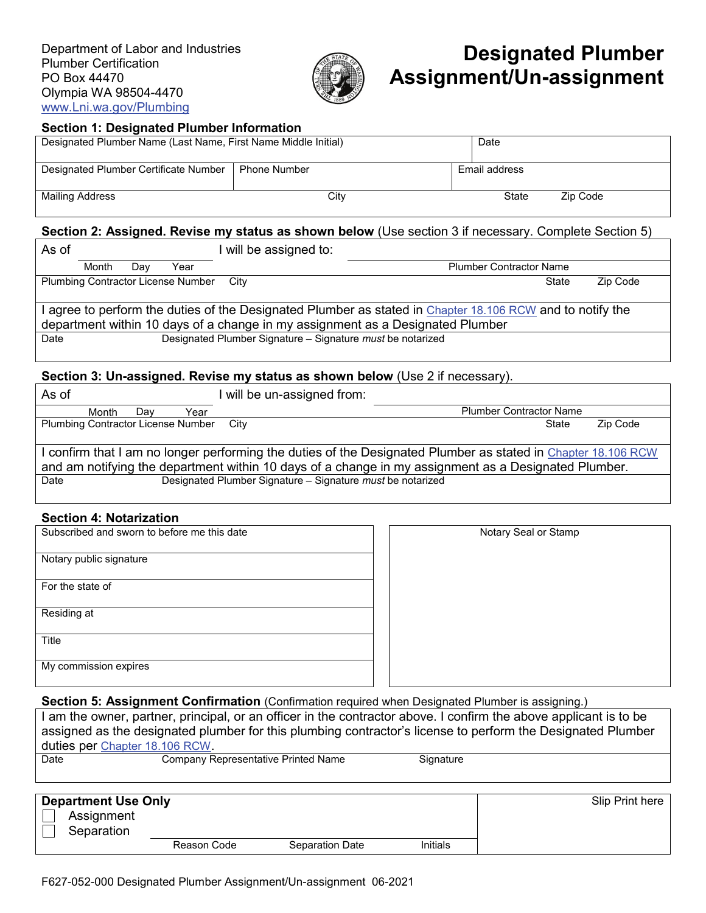Department of Labor and Industries
Plumber Certification
PO Box 44470
Olympia WA 98504-4470
www.Lni.wa.gov/Plumbing

# Designated Plumber Assignment/Un-assignment

## Section 1: Designated Plumber Information

| | | |
|---|---|---|
| Designated Plumber Name (Last Name, First Name Middle Initial) | | Date |
| Designated Plumber Certificate Number | Phone Number | Email address |
| Mailing Address | City | State Zip Code |

## Section 2: Assigned. Revise my status as shown below (Use section 3 if necessary. Complete Section 5)

| | |
|---|---|
| As of ____ Month Day Year | I will be assigned to: ____ Plumber Contractor Name |
| Plumbing Contractor License Number City | State Zip Code |

I agree to perform the duties of the Designated Plumber as stated in Chapter 18.106 RCW and to notify the department within 10 days of a change in my assignment as a Designated Plumber

| | |
|---|---|
| Date | Designated Plumber Signature – Signature *must* be notarized |

## Section 3: Un-assigned. Revise my status as shown below (Use 2 if necessary).

| | |
|---|---|
| As of ____ Month Day Year | I will be un-assigned from: ____ Plumber Contractor Name |
| Plumbing Contractor License Number City | State Zip Code |

I confirm that I am no longer performing the duties of the Designated Plumber as stated in Chapter 18.106 RCW and am notifying the department within 10 days of a change in my assignment as a Designated Plumber.

| | |
|---|---|
| Date | Designated Plumber Signature – Signature *must* be notarized |

## Section 4: Notarization

| | |
|---|---|
| Subscribed and sworn to before me this date | Notary Seal or Stamp |
| Notary public signature | |
| For the state of | |
| Residing at | |
| Title | |
| My commission expires | |

## Section 5: Assignment Confirmation (Confirmation required when Designated Plumber is assigning.)

I am the owner, partner, principal, or an officer in the contractor above. I confirm the above applicant is to be assigned as the designated plumber for this plumbing contractor's license to perform the Designated Plumber duties per Chapter 18.106 RCW.

| | | |
|---|---|---|
| Date | Company Representative Printed Name | Signature |

**Department Use Only**

☐ Assignment
☐ Separation

| | | | |
|---|---|---|---|
| Reason Code | Separation Date | Initials | Slip Print here |

F627-052-000 Designated Plumber Assignment/Un-assignment 06-2021